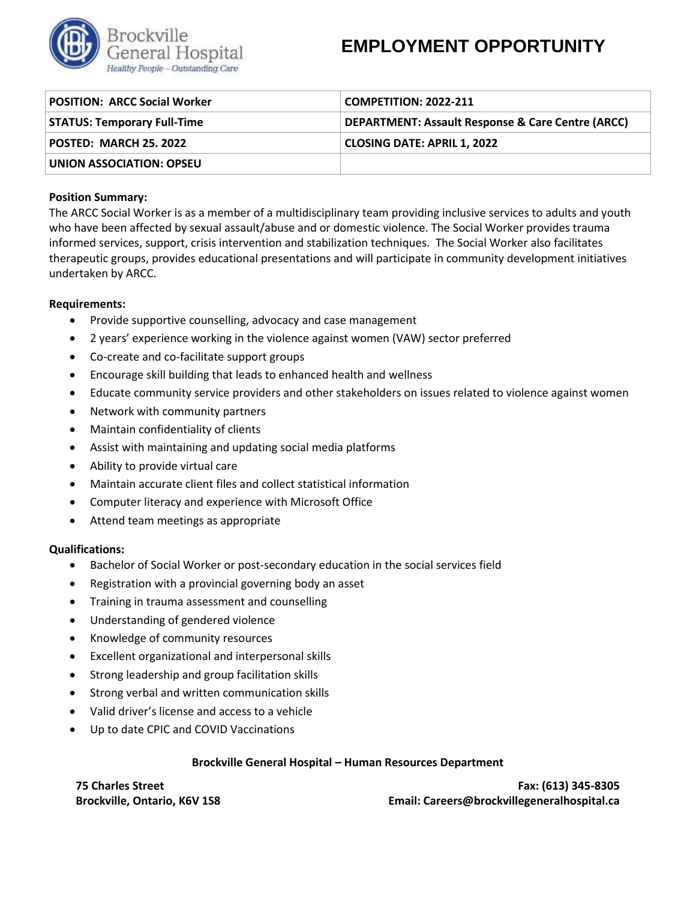Brockville General Hospital
*Healthy People – Outstanding Care*

# EMPLOYMENT OPPORTUNITY

| **POSITION: ARCC Social Worker** | **COMPETITION: 2022-211** |
| --- | --- |
| **STATUS: Temporary Full-Time** | **DEPARTMENT: Assault Response & Care Centre (ARCC)** |
| **POSTED: MARCH 25. 2022** | **CLOSING DATE: APRIL 1, 2022** |
| **UNION ASSOCIATION: OPSEU** | |

**Position Summary:**
The ARCC Social Worker is as a member of a multidisciplinary team providing inclusive services to adults and youth who have been affected by sexual assault/abuse and or domestic violence. The Social Worker provides trauma informed services, support, crisis intervention and stabilization techniques. The Social Worker also facilitates therapeutic groups, provides educational presentations and will participate in community development initiatives undertaken by ARCC.

**Requirements:**

- Provide supportive counselling, advocacy and case management
- 2 years' experience working in the violence against women (VAW) sector preferred
- Co-create and co-facilitate support groups
- Encourage skill building that leads to enhanced health and wellness
- Educate community service providers and other stakeholders on issues related to violence against women
- Network with community partners
- Maintain confidentiality of clients
- Assist with maintaining and updating social media platforms
- Ability to provide virtual care
- Maintain accurate client files and collect statistical information
- Computer literacy and experience with Microsoft Office
- Attend team meetings as appropriate

**Qualifications:**

- Bachelor of Social Worker or post-secondary education in the social services field
- Registration with a provincial governing body an asset
- Training in trauma assessment and counselling
- Understanding of gendered violence
- Knowledge of community resources
- Excellent organizational and interpersonal skills
- Strong leadership and group facilitation skills
- Strong verbal and written communication skills
- Valid driver's license and access to a vehicle
- Up to date CPIC and COVID Vaccinations

**Brockville General Hospital – Human Resources Department**

**75 Charles Street**
**Brockville, Ontario, K6V 1S8**

**Fax: (613) 345-8305**
**Email: Careers@brockvillegeneralhospital.ca**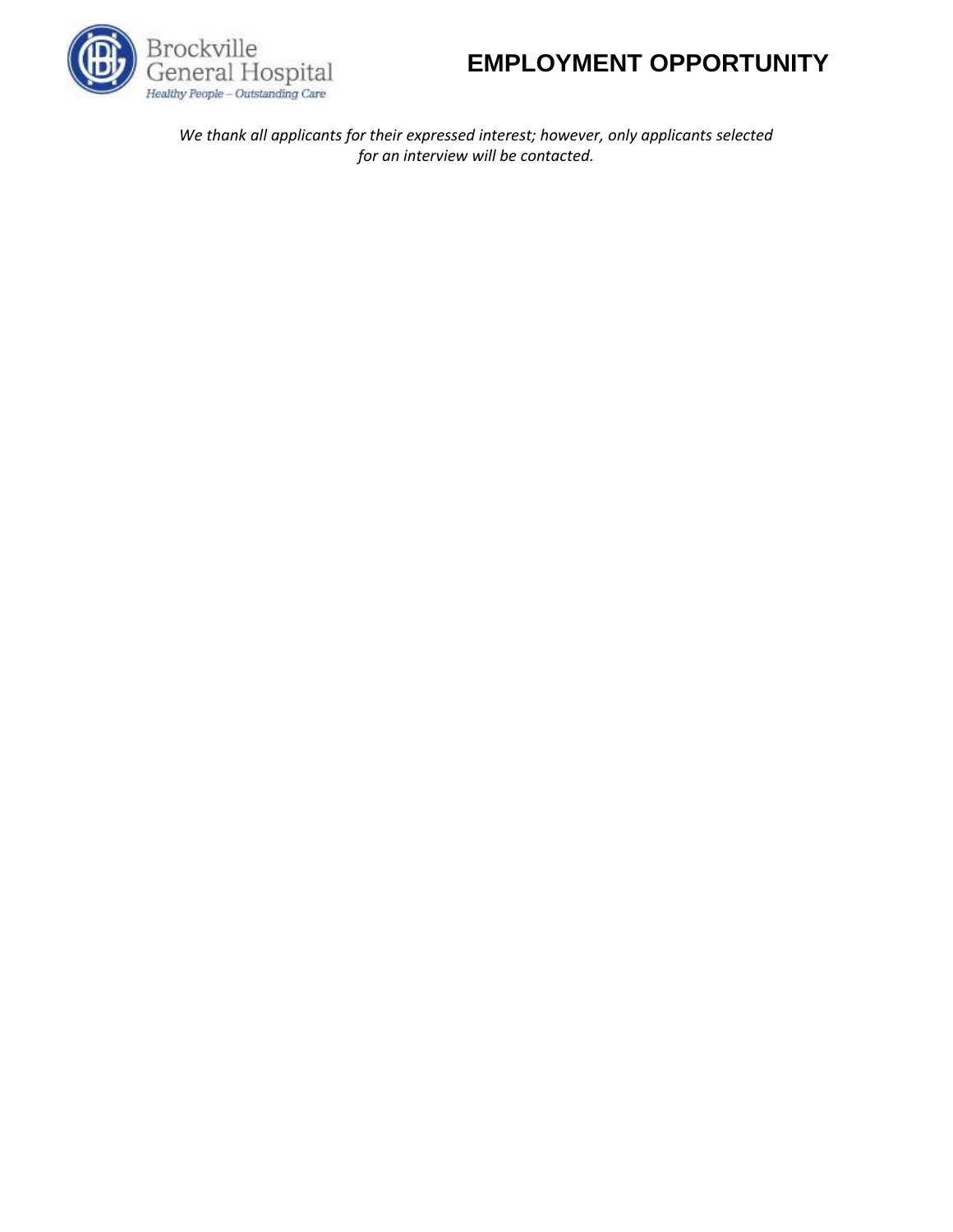*We thank all applicants for their expressed interest; however, only applicants selected for an interview will be contacted.*